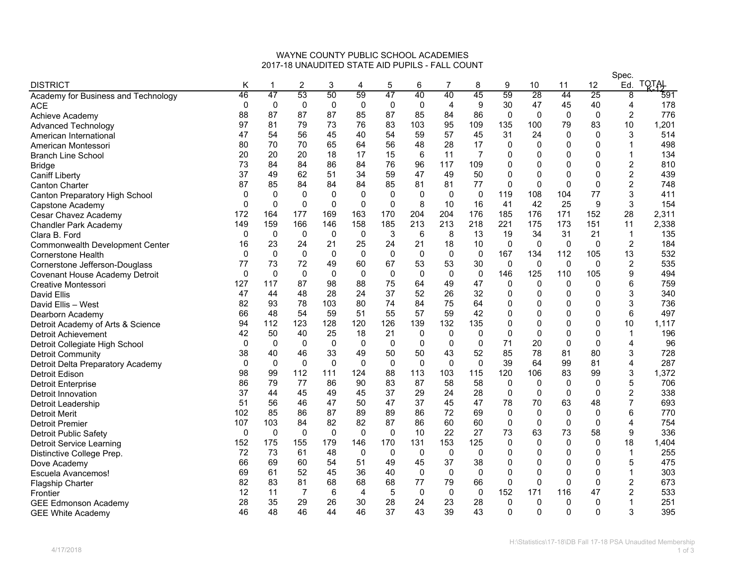# WAYNE COUNTY PUBLIC SCHOOL ACADEMIES

## 2017-18 UNAUDITED STATE AID PUPILS - FALL COUNT

| DISTRICT | K | 1 | 2 | 3 | 4 | 5 | 6 | 7 | 8 | 9 | 10 | 11 | 12 | Spec. Ed. | TOTAL K-12 |
|---|---|---|---|---|---|---|---|---|---|---|---|---|---|---|---|
| Academy for Business and Technology | 46 | 47 | 53 | 50 | 59 | 47 | 40 | 40 | 45 | 59 | 28 | 44 | 25 | 8 | 591 |
| ACE | 0 | 0 | 0 | 0 | 0 | 0 | 0 | 4 | 9 | 30 | 47 | 45 | 40 | 4 | 178 |
| Achieve Academy | 88 | 87 | 87 | 87 | 85 | 87 | 85 | 84 | 86 | 0 | 0 | 0 | 0 | 2 | 776 |
| Advanced Technology | 97 | 81 | 79 | 73 | 76 | 83 | 103 | 95 | 109 | 135 | 100 | 79 | 83 | 10 | 1,201 |
| American International | 47 | 54 | 56 | 45 | 40 | 54 | 59 | 57 | 45 | 31 | 24 | 0 | 0 | 3 | 514 |
| American Montessori | 80 | 70 | 70 | 65 | 64 | 56 | 48 | 28 | 17 | 0 | 0 | 0 | 0 | 1 | 498 |
| Branch Line School | 20 | 20 | 20 | 18 | 17 | 15 | 6 | 11 | 7 | 0 | 0 | 0 | 0 | 1 | 134 |
| Bridge | 73 | 84 | 84 | 86 | 84 | 76 | 96 | 117 | 109 | 0 | 0 | 0 | 0 | 2 | 810 |
| Caniff Liberty | 37 | 49 | 62 | 51 | 34 | 59 | 47 | 49 | 50 | 0 | 0 | 0 | 0 | 2 | 439 |
| Canton Charter | 87 | 85 | 84 | 84 | 84 | 85 | 81 | 81 | 77 | 0 | 0 | 0 | 0 | 2 | 748 |
| Canton Preparatory High School | 0 | 0 | 0 | 0 | 0 | 0 | 0 | 0 | 0 | 119 | 108 | 104 | 77 | 3 | 411 |
| Capstone Academy | 0 | 0 | 0 | 0 | 0 | 0 | 8 | 10 | 16 | 41 | 42 | 25 | 9 | 3 | 154 |
| Cesar Chavez Academy | 172 | 164 | 177 | 169 | 163 | 170 | 204 | 204 | 176 | 185 | 176 | 171 | 152 | 28 | 2,311 |
| Chandler Park Academy | 149 | 159 | 166 | 146 | 158 | 185 | 213 | 213 | 218 | 221 | 175 | 173 | 151 | 11 | 2,338 |
| Clara B. Ford | 0 | 0 | 0 | 0 | 0 | 3 | 6 | 8 | 13 | 19 | 34 | 31 | 21 | 1 | 135 |
| Commonwealth Development Center | 16 | 23 | 24 | 21 | 25 | 24 | 21 | 18 | 10 | 0 | 0 | 0 | 0 | 2 | 184 |
| Cornerstone Health | 0 | 0 | 0 | 0 | 0 | 0 | 0 | 0 | 0 | 167 | 134 | 112 | 105 | 13 | 532 |
| Cornerstone Jefferson-Douglass | 77 | 73 | 72 | 49 | 60 | 67 | 53 | 53 | 30 | 0 | 0 | 0 | 0 | 2 | 535 |
| Covenant House Academy Detroit | 0 | 0 | 0 | 0 | 0 | 0 | 0 | 0 | 0 | 146 | 125 | 110 | 105 | 9 | 494 |
| Creative Montessori | 127 | 117 | 87 | 98 | 88 | 75 | 64 | 49 | 47 | 0 | 0 | 0 | 0 | 6 | 759 |
| David Ellis | 47 | 44 | 48 | 28 | 24 | 37 | 52 | 26 | 32 | 0 | 0 | 0 | 0 | 3 | 340 |
| David Ellis – West | 82 | 93 | 78 | 103 | 80 | 74 | 84 | 75 | 64 | 0 | 0 | 0 | 0 | 3 | 736 |
| Dearborn Academy | 66 | 48 | 54 | 59 | 51 | 55 | 57 | 59 | 42 | 0 | 0 | 0 | 0 | 6 | 497 |
| Detroit Academy of Arts & Science | 94 | 112 | 123 | 128 | 120 | 126 | 139 | 132 | 135 | 0 | 0 | 0 | 0 | 10 | 1,117 |
| Detroit Achievement | 42 | 50 | 40 | 25 | 18 | 21 | 0 | 0 | 0 | 0 | 0 | 0 | 0 | 1 | 196 |
| Detroit Collegiate High School | 0 | 0 | 0 | 0 | 0 | 0 | 0 | 0 | 0 | 71 | 20 | 0 | 0 | 4 | 96 |
| Detroit Community | 38 | 40 | 46 | 33 | 49 | 50 | 50 | 43 | 52 | 85 | 78 | 81 | 80 | 3 | 728 |
| Detroit Delta Preparatory Academy | 0 | 0 | 0 | 0 | 0 | 0 | 0 | 0 | 0 | 39 | 64 | 99 | 81 | 4 | 287 |
| Detroit Edison | 98 | 99 | 112 | 111 | 124 | 88 | 113 | 103 | 115 | 120 | 106 | 83 | 99 | 3 | 1,372 |
| Detroit Enterprise | 86 | 79 | 77 | 86 | 90 | 83 | 87 | 58 | 58 | 0 | 0 | 0 | 0 | 5 | 706 |
| Detroit Innovation | 37 | 44 | 45 | 49 | 45 | 37 | 29 | 24 | 28 | 0 | 0 | 0 | 0 | 2 | 338 |
| Detroit Leadership | 51 | 56 | 46 | 47 | 50 | 47 | 37 | 45 | 47 | 78 | 70 | 63 | 48 | 7 | 693 |
| Detroit Merit | 102 | 85 | 86 | 87 | 89 | 89 | 86 | 72 | 69 | 0 | 0 | 0 | 0 | 6 | 770 |
| Detroit Premier | 107 | 103 | 84 | 82 | 82 | 87 | 86 | 60 | 60 | 0 | 0 | 0 | 0 | 4 | 754 |
| Detroit Public Safety | 0 | 0 | 0 | 0 | 0 | 0 | 10 | 22 | 27 | 73 | 63 | 73 | 58 | 9 | 336 |
| Detroit Service Learning | 152 | 175 | 155 | 179 | 146 | 170 | 131 | 153 | 125 | 0 | 0 | 0 | 0 | 18 | 1,404 |
| Distinctive College Prep. | 72 | 73 | 61 | 48 | 0 | 0 | 0 | 0 | 0 | 0 | 0 | 0 | 0 | 1 | 255 |
| Dove Academy | 66 | 69 | 60 | 54 | 51 | 49 | 45 | 37 | 38 | 0 | 0 | 0 | 0 | 5 | 475 |
| Escuela Avancemos! | 69 | 61 | 52 | 45 | 36 | 40 | 0 | 0 | 0 | 0 | 0 | 0 | 0 | 1 | 303 |
| Flagship Charter | 82 | 83 | 81 | 68 | 68 | 68 | 77 | 79 | 66 | 0 | 0 | 0 | 0 | 2 | 673 |
| Frontier | 12 | 11 | 7 | 6 | 4 | 5 | 0 | 0 | 0 | 152 | 171 | 116 | 47 | 2 | 533 |
| GEE Edmonson Academy | 28 | 35 | 29 | 26 | 30 | 28 | 24 | 23 | 28 | 0 | 0 | 0 | 0 | 1 | 251 |
| GEE White Academy | 46 | 48 | 46 | 44 | 46 | 37 | 43 | 39 | 43 | 0 | 0 | 0 | 0 | 3 | 395 |

4/17/2018

H:\Statistics\17-18\DB Fall 17-18 PSA Unaudited Membership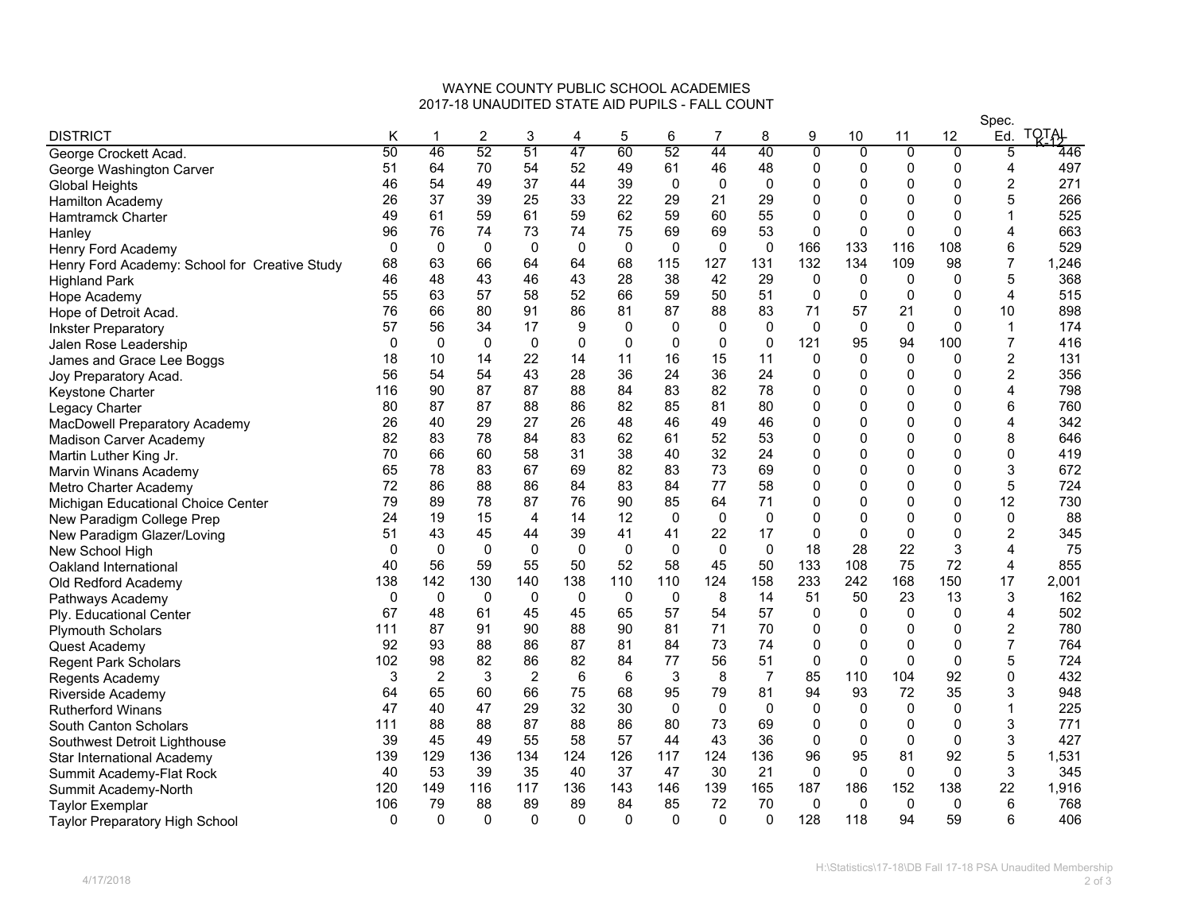# WAYNE COUNTY PUBLIC SCHOOL ACADEMIES
## 2017-18 UNAUDITED STATE AID PUPILS - FALL COUNT

| DISTRICT | K | 1 | 2 | 3 | 4 | 5 | 6 | 7 | 8 | 9 | 10 | 11 | 12 | Spec. Ed. | TOTAL K-12 |
|---|---|---|---|---|---|---|---|---|---|---|---|---|---|---|---|
| George Crockett Acad. | 50 | 46 | 52 | 51 | 47 | 60 | 52 | 44 | 40 | 0 | 0 | 0 | 0 | 5 | 446 |
| George Washington Carver | 51 | 64 | 70 | 54 | 52 | 49 | 61 | 46 | 48 | 0 | 0 | 0 | 0 | 4 | 497 |
| Global Heights | 46 | 54 | 49 | 37 | 44 | 39 | 0 | 0 | 0 | 0 | 0 | 0 | 0 | 2 | 271 |
| Hamilton Academy | 26 | 37 | 39 | 25 | 33 | 22 | 29 | 21 | 29 | 0 | 0 | 0 | 0 | 5 | 266 |
| Hamtramck Charter | 49 | 61 | 59 | 61 | 59 | 62 | 59 | 60 | 55 | 0 | 0 | 0 | 0 | 1 | 525 |
| Hanley | 96 | 76 | 74 | 73 | 74 | 75 | 69 | 69 | 53 | 0 | 0 | 0 | 0 | 4 | 663 |
| Henry Ford Academy | 0 | 0 | 0 | 0 | 0 | 0 | 0 | 0 | 0 | 166 | 133 | 116 | 108 | 6 | 529 |
| Henry Ford Academy: School for Creative Study | 68 | 63 | 66 | 64 | 64 | 68 | 115 | 127 | 131 | 132 | 134 | 109 | 98 | 7 | 1,246 |
| Highland Park | 46 | 48 | 43 | 46 | 43 | 28 | 38 | 42 | 29 | 0 | 0 | 0 | 0 | 5 | 368 |
| Hope Academy | 55 | 63 | 57 | 58 | 52 | 66 | 59 | 50 | 51 | 0 | 0 | 0 | 0 | 4 | 515 |
| Hope of Detroit Acad. | 76 | 66 | 80 | 91 | 86 | 81 | 87 | 88 | 83 | 71 | 57 | 21 | 0 | 10 | 898 |
| Inkster Preparatory | 57 | 56 | 34 | 17 | 9 | 0 | 0 | 0 | 0 | 0 | 0 | 0 | 0 | 1 | 174 |
| Jalen Rose Leadership | 0 | 0 | 0 | 0 | 0 | 0 | 0 | 0 | 0 | 121 | 95 | 94 | 100 | 7 | 416 |
| James and Grace Lee Boggs | 18 | 10 | 14 | 22 | 14 | 11 | 16 | 15 | 11 | 0 | 0 | 0 | 0 | 2 | 131 |
| Joy Preparatory Acad. | 56 | 54 | 54 | 43 | 28 | 36 | 24 | 36 | 24 | 0 | 0 | 0 | 0 | 2 | 356 |
| Keystone Charter | 116 | 90 | 87 | 87 | 88 | 84 | 83 | 82 | 78 | 0 | 0 | 0 | 0 | 4 | 798 |
| Legacy Charter | 80 | 87 | 87 | 88 | 86 | 82 | 85 | 81 | 80 | 0 | 0 | 0 | 0 | 6 | 760 |
| MacDowell Preparatory Academy | 26 | 40 | 29 | 27 | 26 | 48 | 46 | 49 | 46 | 0 | 0 | 0 | 0 | 4 | 342 |
| Madison Carver Academy | 82 | 83 | 78 | 84 | 83 | 62 | 61 | 52 | 53 | 0 | 0 | 0 | 0 | 8 | 646 |
| Martin Luther King Jr. | 70 | 66 | 60 | 58 | 31 | 38 | 40 | 32 | 24 | 0 | 0 | 0 | 0 | 0 | 419 |
| Marvin Winans Academy | 65 | 78 | 83 | 67 | 69 | 82 | 83 | 73 | 69 | 0 | 0 | 0 | 0 | 3 | 672 |
| Metro Charter Academy | 72 | 86 | 88 | 86 | 84 | 83 | 84 | 77 | 58 | 0 | 0 | 0 | 0 | 5 | 724 |
| Michigan Educational Choice Center | 79 | 89 | 78 | 87 | 76 | 90 | 85 | 64 | 71 | 0 | 0 | 0 | 0 | 12 | 730 |
| New Paradigm College Prep | 24 | 19 | 15 | 4 | 14 | 12 | 0 | 0 | 0 | 0 | 0 | 0 | 0 | 0 | 88 |
| New Paradigm Glazer/Loving | 51 | 43 | 45 | 44 | 39 | 41 | 41 | 22 | 17 | 0 | 0 | 0 | 0 | 2 | 345 |
| New School High | 0 | 0 | 0 | 0 | 0 | 0 | 0 | 0 | 0 | 18 | 28 | 22 | 3 | 4 | 75 |
| Oakland International | 40 | 56 | 59 | 55 | 50 | 52 | 58 | 45 | 50 | 133 | 108 | 75 | 72 | 4 | 855 |
| Old Redford Academy | 138 | 142 | 130 | 140 | 138 | 110 | 110 | 124 | 158 | 233 | 242 | 168 | 150 | 17 | 2,001 |
| Pathways Academy | 0 | 0 | 0 | 0 | 0 | 0 | 0 | 8 | 14 | 51 | 50 | 23 | 13 | 3 | 162 |
| Ply. Educational Center | 67 | 48 | 61 | 45 | 45 | 65 | 57 | 54 | 57 | 0 | 0 | 0 | 0 | 4 | 502 |
| Plymouth Scholars | 111 | 87 | 91 | 90 | 88 | 90 | 81 | 71 | 70 | 0 | 0 | 0 | 0 | 2 | 780 |
| Quest Academy | 92 | 93 | 88 | 86 | 87 | 81 | 84 | 73 | 74 | 0 | 0 | 0 | 0 | 7 | 764 |
| Regent Park Scholars | 102 | 98 | 82 | 86 | 82 | 84 | 77 | 56 | 51 | 0 | 0 | 0 | 0 | 5 | 724 |
| Regents Academy | 3 | 2 | 3 | 2 | 6 | 6 | 3 | 8 | 7 | 85 | 110 | 104 | 92 | 0 | 432 |
| Riverside Academy | 64 | 65 | 60 | 66 | 75 | 68 | 95 | 79 | 81 | 94 | 93 | 72 | 35 | 3 | 948 |
| Rutherford Winans | 47 | 40 | 47 | 29 | 32 | 30 | 0 | 0 | 0 | 0 | 0 | 0 | 0 | 1 | 225 |
| South Canton Scholars | 111 | 88 | 88 | 87 | 88 | 86 | 80 | 73 | 69 | 0 | 0 | 0 | 0 | 3 | 771 |
| Southwest Detroit Lighthouse | 39 | 45 | 49 | 55 | 58 | 57 | 44 | 43 | 36 | 0 | 0 | 0 | 0 | 3 | 427 |
| Star International Academy | 139 | 129 | 136 | 134 | 124 | 126 | 117 | 124 | 136 | 96 | 95 | 81 | 92 | 5 | 1,531 |
| Summit Academy-Flat Rock | 40 | 53 | 39 | 35 | 40 | 37 | 47 | 30 | 21 | 0 | 0 | 0 | 0 | 3 | 345 |
| Summit Academy-North | 120 | 149 | 116 | 117 | 136 | 143 | 146 | 139 | 165 | 187 | 186 | 152 | 138 | 22 | 1,916 |
| Taylor Exemplar | 106 | 79 | 88 | 89 | 89 | 84 | 85 | 72 | 70 | 0 | 0 | 0 | 0 | 6 | 768 |
| Taylor Preparatory High School | 0 | 0 | 0 | 0 | 0 | 0 | 0 | 0 | 0 | 128 | 118 | 94 | 59 | 6 | 406 |

4/17/2018

H:\Statistics\17-18\DB Fall 17-18 PSA Unaudited Membership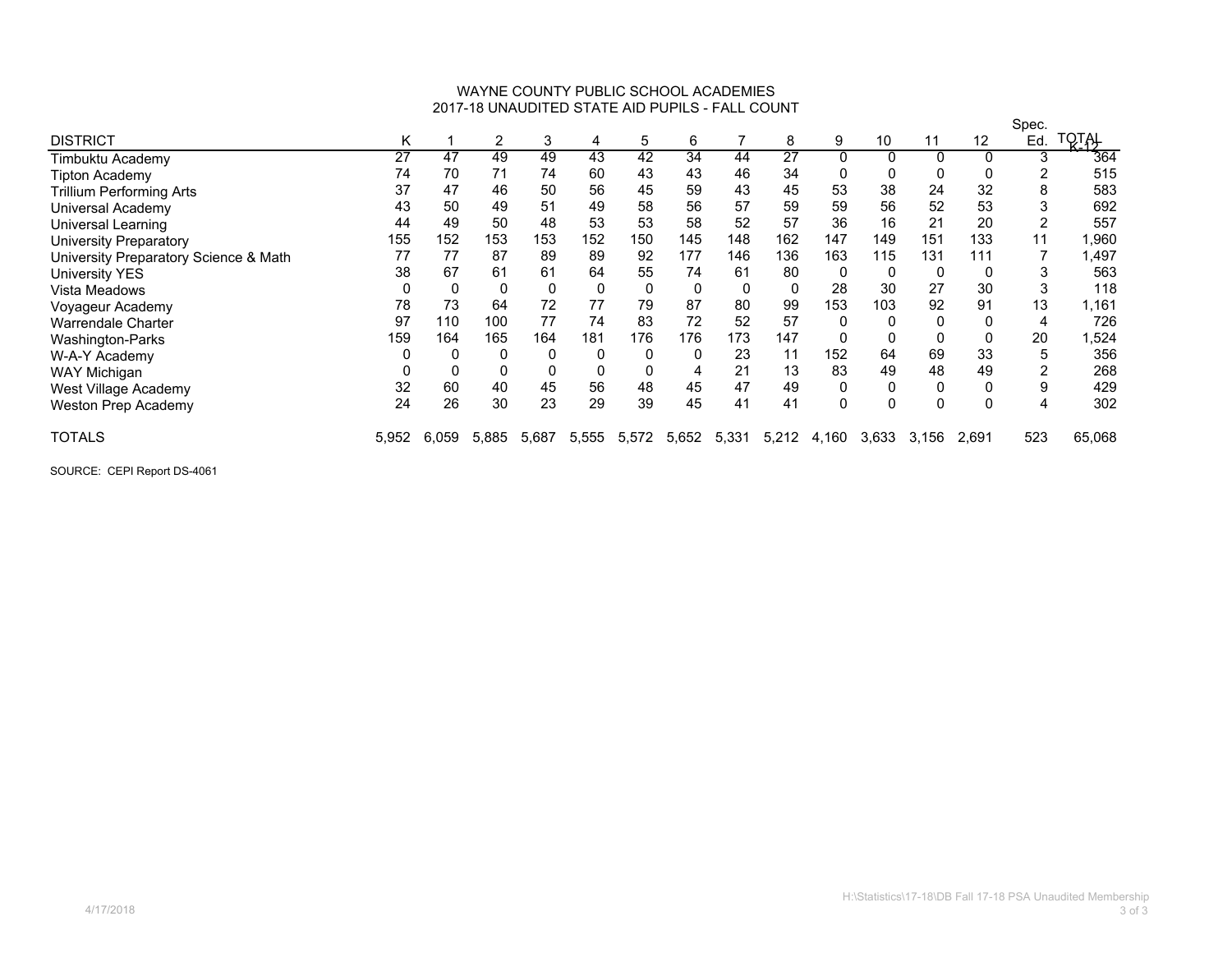WAYNE COUNTY PUBLIC SCHOOL ACADEMIES
2017-18 UNAUDITED STATE AID PUPILS - FALL COUNT

| DISTRICT | K | 1 | 2 | 3 | 4 | 5 | 6 | 7 | 8 | 9 | 10 | 11 | 12 | Spec. Ed. | TOTAL K-12 |
|---|---|---|---|---|---|---|---|---|---|---|---|---|---|---|---|
| Timbuktu Academy | 27 | 47 | 49 | 49 | 43 | 42 | 34 | 44 | 27 | 0 | 0 | 0 | 0 | 3 | 364 |
| Tipton Academy | 74 | 70 | 71 | 74 | 60 | 43 | 43 | 46 | 34 | 0 | 0 | 0 | 0 | 2 | 515 |
| Trillium Performing Arts | 37 | 47 | 46 | 50 | 56 | 45 | 59 | 43 | 45 | 53 | 38 | 24 | 32 | 8 | 583 |
| Universal Academy | 43 | 50 | 49 | 51 | 49 | 58 | 56 | 57 | 59 | 59 | 56 | 52 | 53 | 3 | 692 |
| Universal Learning | 44 | 49 | 50 | 48 | 53 | 53 | 58 | 52 | 57 | 36 | 16 | 21 | 20 | 2 | 557 |
| University Preparatory | 155 | 152 | 153 | 153 | 152 | 150 | 145 | 148 | 162 | 147 | 149 | 151 | 133 | 11 | 1,960 |
| University Preparatory Science & Math | 77 | 77 | 87 | 89 | 89 | 92 | 177 | 146 | 136 | 163 | 115 | 131 | 111 | 7 | 1,497 |
| University YES | 38 | 67 | 61 | 61 | 64 | 55 | 74 | 61 | 80 | 0 | 0 | 0 | 0 | 3 | 563 |
| Vista Meadows | 0 | 0 | 0 | 0 | 0 | 0 | 0 | 0 | 0 | 28 | 30 | 27 | 30 | 3 | 118 |
| Voyageur Academy | 78 | 73 | 64 | 72 | 77 | 79 | 87 | 80 | 99 | 153 | 103 | 92 | 91 | 13 | 1,161 |
| Warrendale Charter | 97 | 110 | 100 | 77 | 74 | 83 | 72 | 52 | 57 | 0 | 0 | 0 | 0 | 4 | 726 |
| Washington-Parks | 159 | 164 | 165 | 164 | 181 | 176 | 176 | 173 | 147 | 0 | 0 | 0 | 0 | 20 | 1,524 |
| W-A-Y Academy | 0 | 0 | 0 | 0 | 0 | 0 | 0 | 23 | 11 | 152 | 64 | 69 | 33 | 5 | 356 |
| WAY Michigan | 0 | 0 | 0 | 0 | 0 | 0 | 4 | 21 | 13 | 83 | 49 | 48 | 49 | 2 | 268 |
| West Village Academy | 32 | 60 | 40 | 45 | 56 | 48 | 45 | 47 | 49 | 0 | 0 | 0 | 0 | 9 | 429 |
| Weston Prep Academy | 24 | 26 | 30 | 23 | 29 | 39 | 45 | 41 | 41 | 0 | 0 | 0 | 0 | 4 | 302 |
| TOTALS | 5,952 | 6,059 | 5,885 | 5,687 | 5,555 | 5,572 | 5,652 | 5,331 | 5,212 | 4,160 | 3,633 | 3,156 | 2,691 | 523 | 65,068 |

SOURCE: CEPI Report DS-4061

4/17/2018

H:\Statistics\17-18\DB Fall 17-18 PSA Unaudited Membership